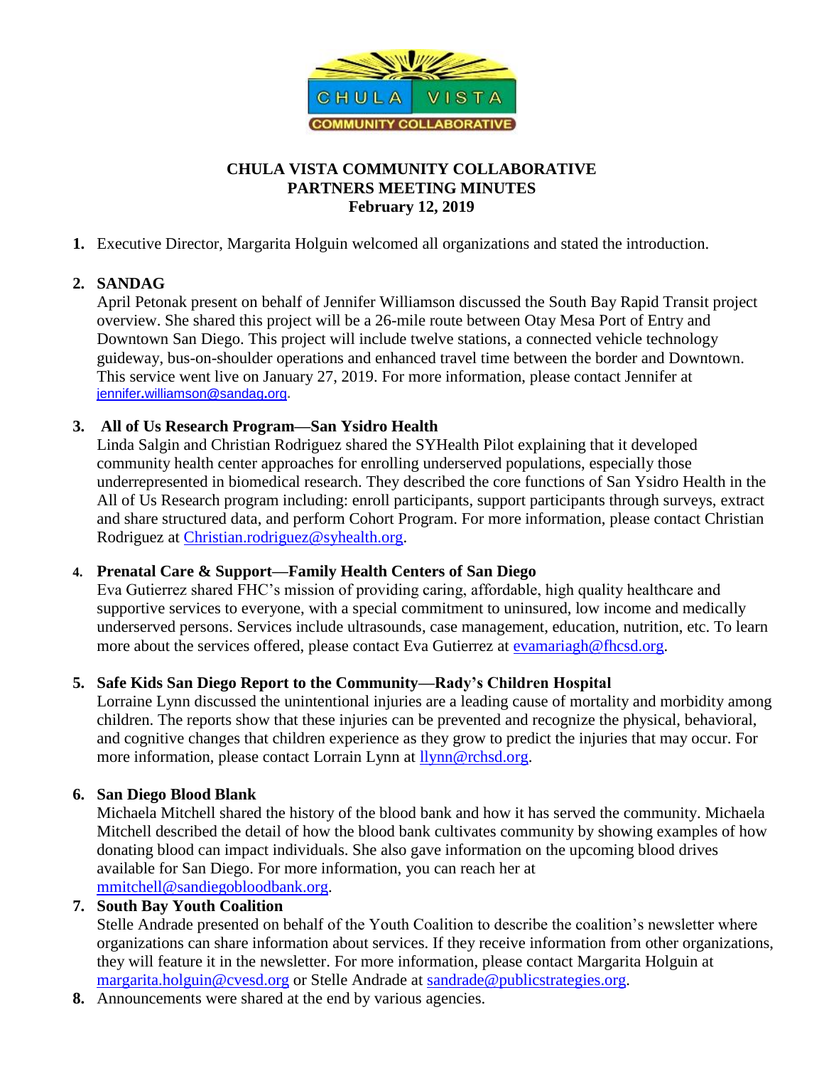# CHULA VISTA COMMUNITY COLLABORATIVE
## PARTNERS MEETING MINUTES
### February 12, 2019

1. Executive Director, Margarita Holguin welcomed all organizations and stated the introduction.

2. **SANDAG**
   April Petonak present on behalf of Jennifer Williamson discussed the South Bay Rapid Transit project overview. She shared this project will be a 26-mile route between Otay Mesa Port of Entry and Downtown San Diego. This project will include twelve stations, a connected vehicle technology guideway, bus-on-shoulder operations and enhanced travel time between the border and Downtown. This service went live on January 27, 2019. For more information, please contact Jennifer at jennifer.williamson@sandag.org.

3. **All of Us Research Program—San Ysidro Health**
   Linda Salgin and Christian Rodriguez shared the SYHealth Pilot explaining that it developed community health center approaches for enrolling underserved populations, especially those underrepresented in biomedical research. They described the core functions of San Ysidro Health in the All of Us Research program including: enroll participants, support participants through surveys, extract and share structured data, and perform Cohort Program. For more information, please contact Christian Rodriguez at Christian.rodriguez@syhealth.org.

4. **Prenatal Care & Support—Family Health Centers of San Diego**
   Eva Gutierrez shared FHC's mission of providing caring, affordable, high quality healthcare and supportive services to everyone, with a special commitment to uninsured, low income and medically underserved persons. Services include ultrasounds, case management, education, nutrition, etc. To learn more about the services offered, please contact Eva Gutierrez at evamariagh@fhcsd.org.

5. **Safe Kids San Diego Report to the Community—Rady's Children Hospital**
   Lorraine Lynn discussed the unintentional injuries are a leading cause of mortality and morbidity among children. The reports show that these injuries can be prevented and recognize the physical, behavioral, and cognitive changes that children experience as they grow to predict the injuries that may occur. For more information, please contact Lorrain Lynn at llynn@rchsd.org.

6. **San Diego Blood Blank**
   Michaela Mitchell shared the history of the blood bank and how it has served the community. Michaela Mitchell described the detail of how the blood bank cultivates community by showing examples of how donating blood can impact individuals. She also gave information on the upcoming blood drives available for San Diego. For more information, you can reach her at mmitchell@sandiegobloodbank.org.

7. **South Bay Youth Coalition**
   Stelle Andrade presented on behalf of the Youth Coalition to describe the coalition's newsletter where organizations can share information about services. If they receive information from other organizations, they will feature it in the newsletter. For more information, please contact Margarita Holguin at margarita.holguin@cvesd.org or Stelle Andrade at sandrade@publicstrategies.org.

8. Announcements were shared at the end by various agencies.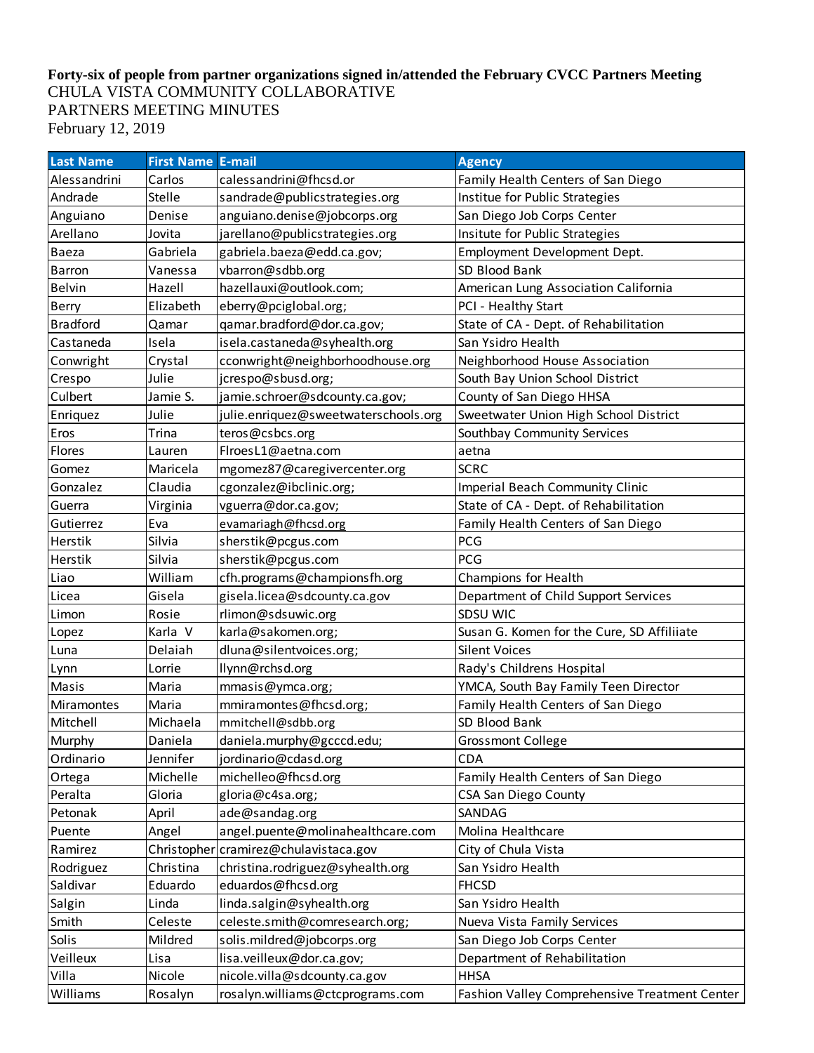**Forty-six of people from partner organizations signed in/attended the February CVCC Partners Meeting**

CHULA VISTA COMMUNITY COLLABORATIVE

PARTNERS MEETING MINUTES

February 12, 2019

| Last Name | First Name | E-mail | Agency |
|---|---|---|---|
| Alessandrini | Carlos | calessandrini@fhcsd.or | Family Health Centers of San Diego |
| Andrade | Stelle | sandrade@publicstrategies.org | Institue for Public Strategies |
| Anguiano | Denise | anguiano.denise@jobcorps.org | San Diego Job Corps Center |
| Arellano | Jovita | jarellano@publicstrategies.org | Insitute for Public Strategies |
| Baeza | Gabriela | gabriela.baeza@edd.ca.gov; | Employment Development Dept. |
| Barron | Vanessa | vbarron@sdbb.org | SD Blood Bank |
| Belvin | Hazell | hazellauxi@outlook.com; | American Lung Association California |
| Berry | Elizabeth | eberry@pciglobal.org; | PCI - Healthy Start |
| Bradford | Qamar | qamar.bradford@dor.ca.gov; | State of CA - Dept. of Rehabilitation |
| Castaneda | Isela | isela.castaneda@syhealth.org | San Ysidro Health |
| Conwright | Crystal | cconwright@neighborhoodhouse.org | Neighborhood House Association |
| Crespo | Julie | jcrespo@sbusd.org; | South Bay Union School District |
| Culbert | Jamie S. | jamie.schroer@sdcounty.ca.gov; | County of San Diego HHSA |
| Enriquez | Julie | julie.enriquez@sweetwaterschools.org | Sweetwater Union High School District |
| Eros | Trina | teros@csbcs.org | Southbay Community Services |
| Flores | Lauren | FlroesL1@aetna.com | aetna |
| Gomez | Maricela | mgomez87@caregivercenter.org | SCRC |
| Gonzalez | Claudia | cgonzalez@ibclinic.org; | Imperial Beach Community Clinic |
| Guerra | Virginia | vguerra@dor.ca.gov; | State of CA - Dept. of Rehabilitation |
| Gutierrez | Eva | evamariagh@fhcsd.org | Family Health Centers of San Diego |
| Herstik | Silvia | sherstik@pcgus.com | PCG |
| Herstik | Silvia | sherstik@pcgus.com | PCG |
| Liao | William | cfh.programs@championsfh.org | Champions for Health |
| Licea | Gisela | gisela.licea@sdcounty.ca.gov | Department of Child Support Services |
| Limon | Rosie | rlimon@sdsuwic.org | SDSU WIC |
| Lopez | Karla V | karla@sakomen.org; | Susan G. Komen for the Cure, SD Affiliiate |
| Luna | Delaiah | dluna@silentvoices.org; | Silent Voices |
| Lynn | Lorrie | llynn@rchsd.org | Rady's Childrens Hospital |
| Masis | Maria | mmasis@ymca.org; | YMCA, South Bay Family Teen Director |
| Miramontes | Maria | mmiramontes@fhcsd.org; | Family Health Centers of San Diego |
| Mitchell | Michaela | mmitchell@sdbb.org | SD Blood Bank |
| Murphy | Daniela | daniela.murphy@gcccd.edu; | Grossmont College |
| Ordinario | Jennifer | jordinario@cdasd.org | CDA |
| Ortega | Michelle | michelleo@fhcsd.org | Family Health Centers of San Diego |
| Peralta | Gloria | gloria@c4sa.org; | CSA San Diego County |
| Petonak | April | ade@sandag.org | SANDAG |
| Puente | Angel | angel.puente@molinahealthcare.com | Molina Healthcare |
| Ramirez | Christopher | cramirez@chulavistaca.gov | City of Chula Vista |
| Rodriguez | Christina | christina.rodriguez@syhealth.org | San Ysidro Health |
| Saldivar | Eduardo | eduardos@fhcsd.org | FHCSD |
| Salgin | Linda | linda.salgin@syhealth.org | San Ysidro Health |
| Smith | Celeste | celeste.smith@comresearch.org; | Nueva Vista Family Services |
| Solis | Mildred | solis.mildred@jobcorps.org | San Diego Job Corps Center |
| Veilleux | Lisa | lisa.veilleux@dor.ca.gov; | Department of Rehabilitation |
| Villa | Nicole | nicole.villa@sdcounty.ca.gov | HHSA |
| Williams | Rosalyn | rosalyn.williams@ctcprograms.com | Fashion Valley Comprehensive Treatment Center |